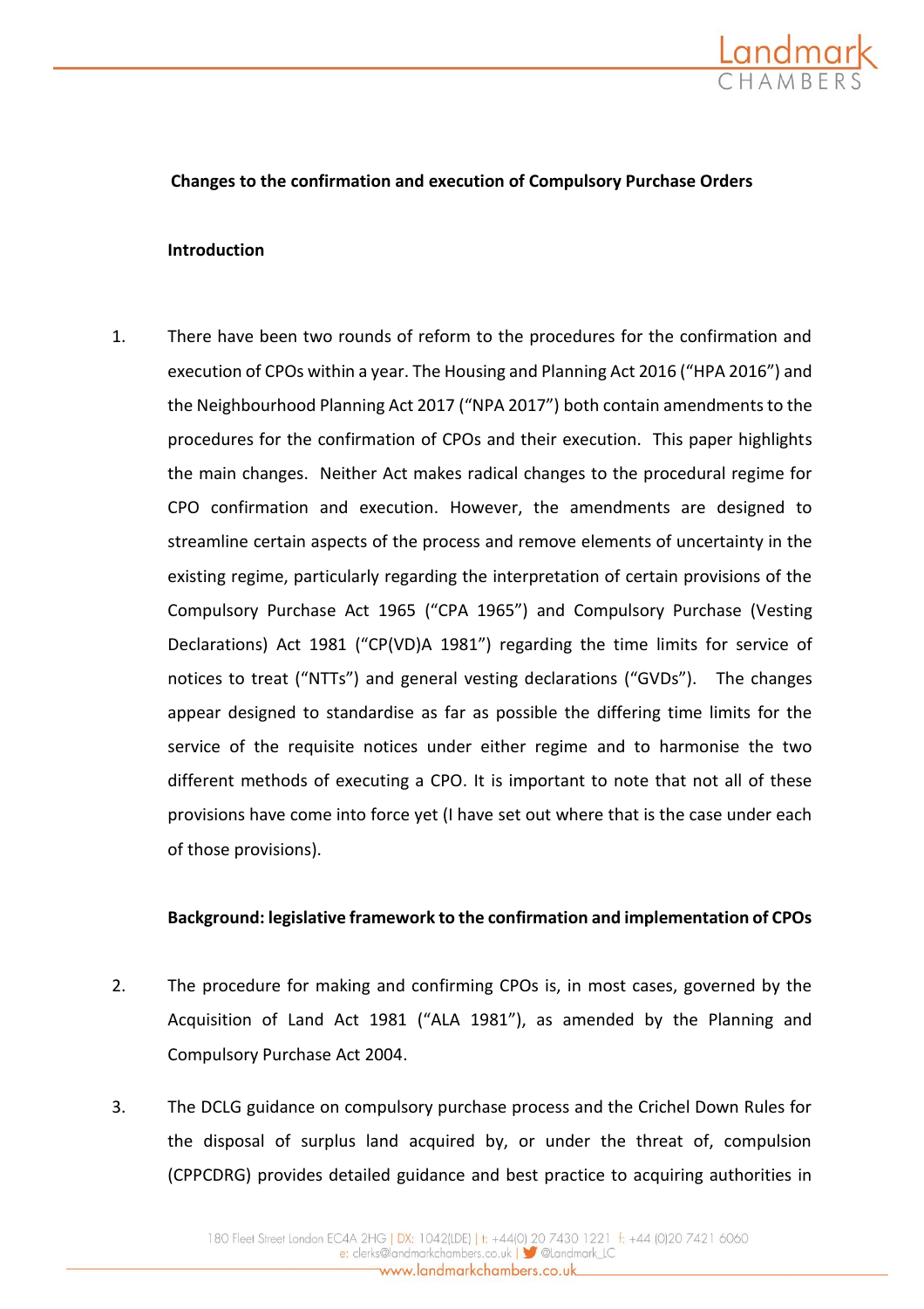## Changes to the confirmation and execution of Compulsory Purchase Orders

### Introduction

1. There have been two rounds of reform to the procedures for the confirmation and execution of CPOs within a year. The Housing and Planning Act 2016 ("HPA 2016") and the Neighbourhood Planning Act 2017 ("NPA 2017") both contain amendments to the procedures for the confirmation of CPOs and their execution. This paper highlights the main changes. Neither Act makes radical changes to the procedural regime for CPO confirmation and execution. However, the amendments are designed to streamline certain aspects of the process and remove elements of uncertainty in the existing regime, particularly regarding the interpretation of certain provisions of the Compulsory Purchase Act 1965 ("CPA 1965") and Compulsory Purchase (Vesting Declarations) Act 1981 ("CP(VD)A 1981") regarding the time limits for service of notices to treat ("NTTs") and general vesting declarations ("GVDs"). The changes appear designed to standardise as far as possible the differing time limits for the service of the requisite notices under either regime and to harmonise the two different methods of executing a CPO. It is important to note that not all of these provisions have come into force yet (I have set out where that is the case under each of those provisions).

### Background: legislative framework to the confirmation and implementation of CPOs

2. The procedure for making and confirming CPOs is, in most cases, governed by the Acquisition of Land Act 1981 ("ALA 1981"), as amended by the Planning and Compulsory Purchase Act 2004.

3. The DCLG guidance on compulsory purchase process and the Crichel Down Rules for the disposal of surplus land acquired by, or under the threat of, compulsion (CPPCDRG) provides detailed guidance and best practice to acquiring authorities in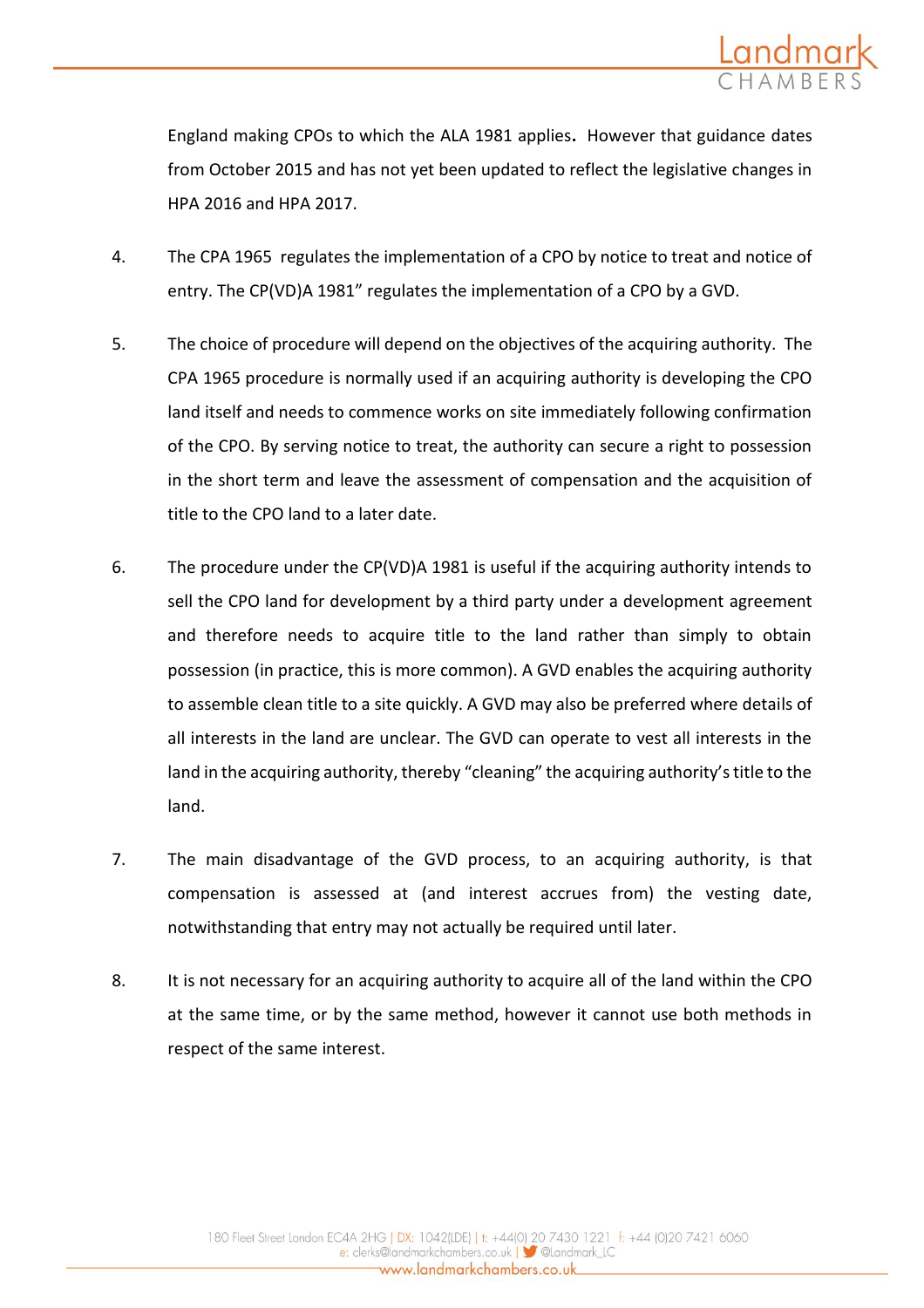England making CPOs to which the ALA 1981 applies**.** However that guidance dates from October 2015 and has not yet been updated to reflect the legislative changes in HPA 2016 and HPA 2017.

4. The CPA 1965 regulates the implementation of a CPO by notice to treat and notice of entry. The CP(VD)A 1981" regulates the implementation of a CPO by a GVD.

5. The choice of procedure will depend on the objectives of the acquiring authority. The CPA 1965 procedure is normally used if an acquiring authority is developing the CPO land itself and needs to commence works on site immediately following confirmation of the CPO. By serving notice to treat, the authority can secure a right to possession in the short term and leave the assessment of compensation and the acquisition of title to the CPO land to a later date.

6. The procedure under the CP(VD)A 1981 is useful if the acquiring authority intends to sell the CPO land for development by a third party under a development agreement and therefore needs to acquire title to the land rather than simply to obtain possession (in practice, this is more common). A GVD enables the acquiring authority to assemble clean title to a site quickly. A GVD may also be preferred where details of all interests in the land are unclear. The GVD can operate to vest all interests in the land in the acquiring authority, thereby "cleaning" the acquiring authority's title to the land.

7. The main disadvantage of the GVD process, to an acquiring authority, is that compensation is assessed at (and interest accrues from) the vesting date, notwithstanding that entry may not actually be required until later.

8. It is not necessary for an acquiring authority to acquire all of the land within the CPO at the same time, or by the same method, however it cannot use both methods in respect of the same interest.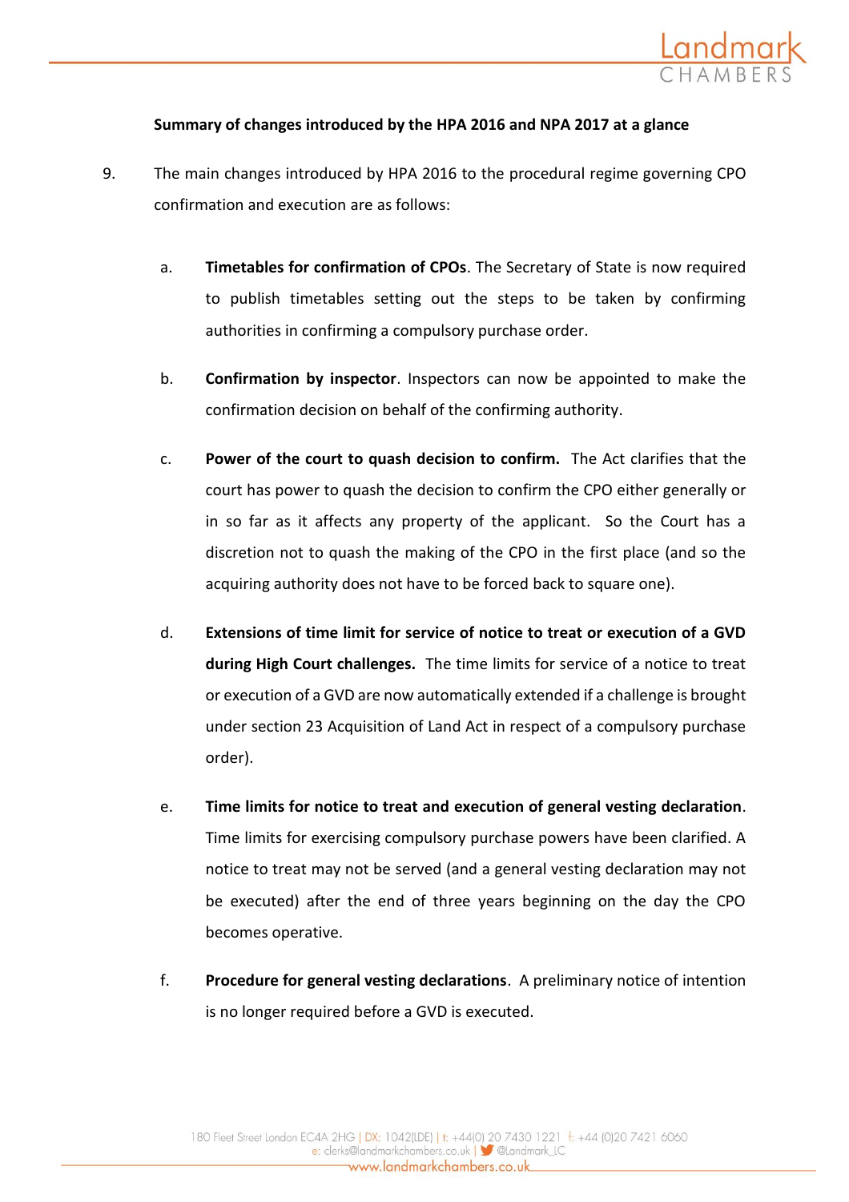**Summary of changes introduced by the HPA 2016 and NPA 2017 at a glance**

9. The main changes introduced by HPA 2016 to the procedural regime governing CPO confirmation and execution are as follows:

   a. **Timetables for confirmation of CPOs**. The Secretary of State is now required to publish timetables setting out the steps to be taken by confirming authorities in confirming a compulsory purchase order.

   b. **Confirmation by inspector**. Inspectors can now be appointed to make the confirmation decision on behalf of the confirming authority.

   c. **Power of the court to quash decision to confirm.** The Act clarifies that the court has power to quash the decision to confirm the CPO either generally or in so far as it affects any property of the applicant. So the Court has a discretion not to quash the making of the CPO in the first place (and so the acquiring authority does not have to be forced back to square one).

   d. **Extensions of time limit for service of notice to treat or execution of a GVD during High Court challenges.** The time limits for service of a notice to treat or execution of a GVD are now automatically extended if a challenge is brought under section 23 Acquisition of Land Act in respect of a compulsory purchase order).

   e. **Time limits for notice to treat and execution of general vesting declaration**. Time limits for exercising compulsory purchase powers have been clarified. A notice to treat may not be served (and a general vesting declaration may not be executed) after the end of three years beginning on the day the CPO becomes operative.

   f. **Procedure for general vesting declarations**. A preliminary notice of intention is no longer required before a GVD is executed.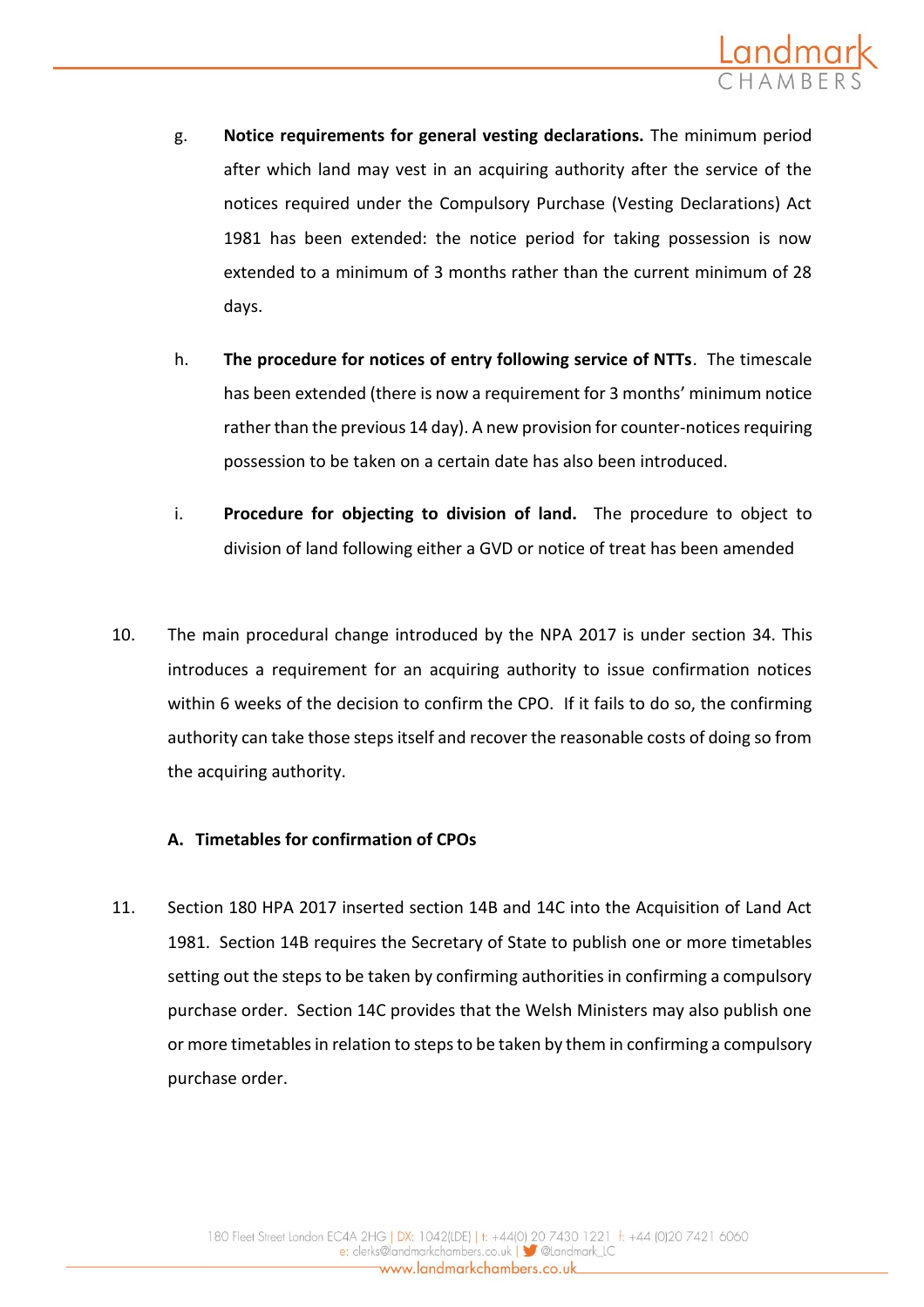g. **Notice requirements for general vesting declarations.** The minimum period after which land may vest in an acquiring authority after the service of the notices required under the Compulsory Purchase (Vesting Declarations) Act 1981 has been extended: the notice period for taking possession is now extended to a minimum of 3 months rather than the current minimum of 28 days.

h. **The procedure for notices of entry following service of NTTs**. The timescale has been extended (there is now a requirement for 3 months' minimum notice rather than the previous 14 day). A new provision for counter-notices requiring possession to be taken on a certain date has also been introduced.

i. **Procedure for objecting to division of land.** The procedure to object to division of land following either a GVD or notice of treat has been amended

10. The main procedural change introduced by the NPA 2017 is under section 34. This introduces a requirement for an acquiring authority to issue confirmation notices within 6 weeks of the decision to confirm the CPO. If it fails to do so, the confirming authority can take those steps itself and recover the reasonable costs of doing so from the acquiring authority.

### A. Timetables for confirmation of CPOs

11. Section 180 HPA 2017 inserted section 14B and 14C into the Acquisition of Land Act 1981. Section 14B requires the Secretary of State to publish one or more timetables setting out the steps to be taken by confirming authorities in confirming a compulsory purchase order. Section 14C provides that the Welsh Ministers may also publish one or more timetables in relation to steps to be taken by them in confirming a compulsory purchase order.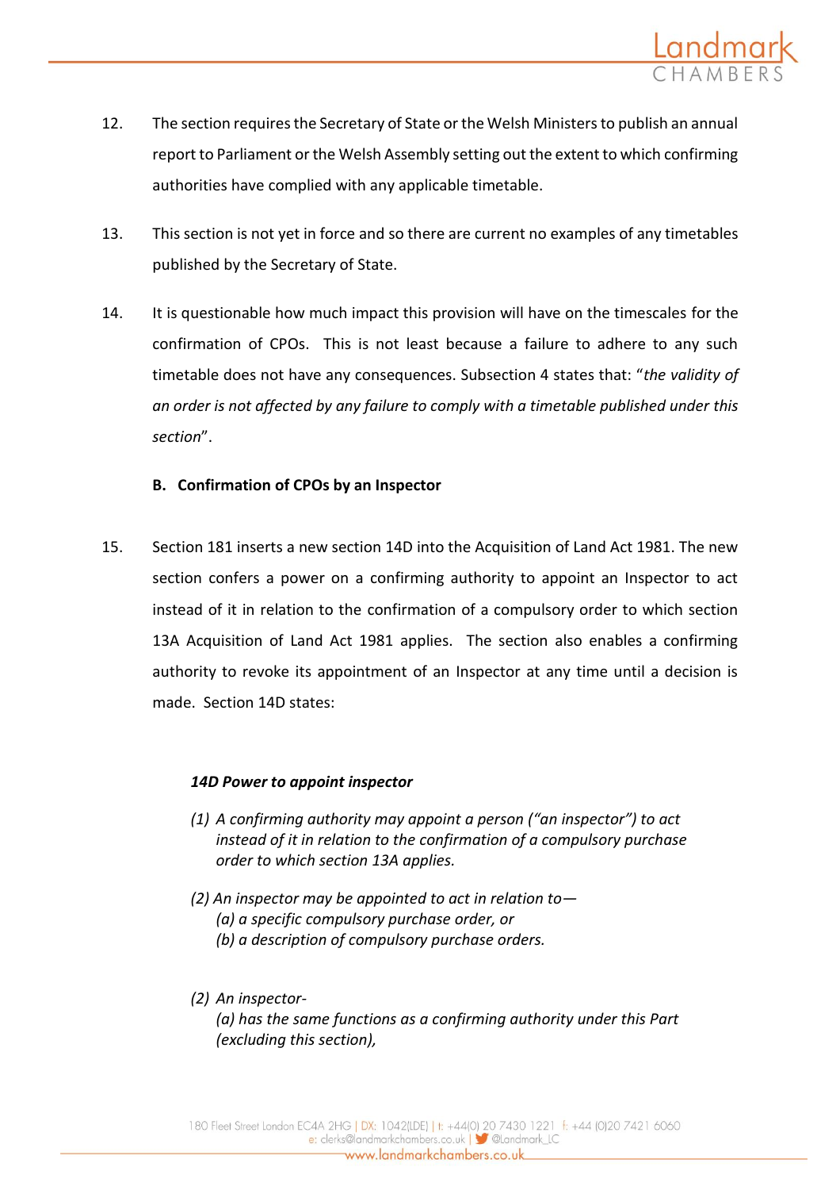12. The section requires the Secretary of State or the Welsh Ministers to publish an annual report to Parliament or the Welsh Assembly setting out the extent to which confirming authorities have complied with any applicable timetable.

13. This section is not yet in force and so there are current no examples of any timetables published by the Secretary of State.

14. It is questionable how much impact this provision will have on the timescales for the confirmation of CPOs. This is not least because a failure to adhere to any such timetable does not have any consequences. Subsection 4 states that: "*the validity of an order is not affected by any failure to comply with a timetable published under this section*".

**B. Confirmation of CPOs by an Inspector**

15. Section 181 inserts a new section 14D into the Acquisition of Land Act 1981. The new section confers a power on a confirming authority to appoint an Inspector to act instead of it in relation to the confirmation of a compulsory order to which section 13A Acquisition of Land Act 1981 applies. The section also enables a confirming authority to revoke its appointment of an Inspector at any time until a decision is made. Section 14D states:

> ***14D Power to appoint inspector***
>
> *(1) A confirming authority may appoint a person ("an inspector") to act instead of it in relation to the confirmation of a compulsory purchase order to which section 13A applies.*
>
> *(2) An inspector may be appointed to act in relation to—*
> *(a) a specific compulsory purchase order, or*
> *(b) a description of compulsory purchase orders.*
>
> *(2) An inspector-*
> *(a) has the same functions as a confirming authority under this Part (excluding this section),*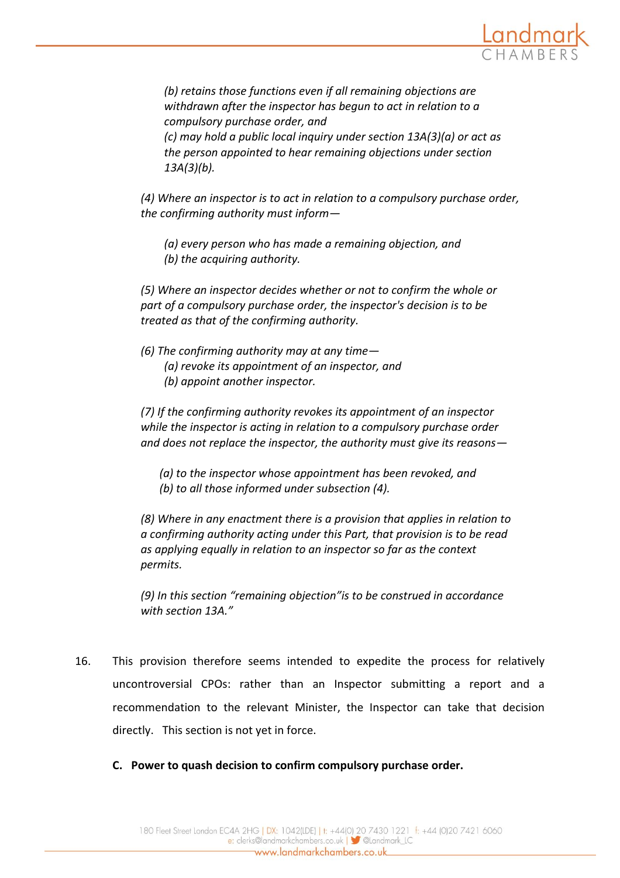*(b) retains those functions even if all remaining objections are withdrawn after the inspector has begun to act in relation to a compulsory purchase order, and*
*(c) may hold a public local inquiry under section 13A(3)(a) or act as the person appointed to hear remaining objections under section 13A(3)(b).*

*(4) Where an inspector is to act in relation to a compulsory purchase order, the confirming authority must inform—*

*(a) every person who has made a remaining objection, and*
*(b) the acquiring authority.*

*(5) Where an inspector decides whether or not to confirm the whole or part of a compulsory purchase order, the inspector's decision is to be treated as that of the confirming authority.*

*(6) The confirming authority may at any time—*
*(a) revoke its appointment of an inspector, and*
*(b) appoint another inspector.*

*(7) If the confirming authority revokes its appointment of an inspector while the inspector is acting in relation to a compulsory purchase order and does not replace the inspector, the authority must give its reasons—*

*(a) to the inspector whose appointment has been revoked, and*
*(b) to all those informed under subsection (4).*

*(8) Where in any enactment there is a provision that applies in relation to a confirming authority acting under this Part, that provision is to be read as applying equally in relation to an inspector so far as the context permits.*

*(9) In this section "remaining objection"is to be construed in accordance with section 13A."*

16. This provision therefore seems intended to expedite the process for relatively uncontroversial CPOs: rather than an Inspector submitting a report and a recommendation to the relevant Minister, the Inspector can take that decision directly. This section is not yet in force.

**C. Power to quash decision to confirm compulsory purchase order.**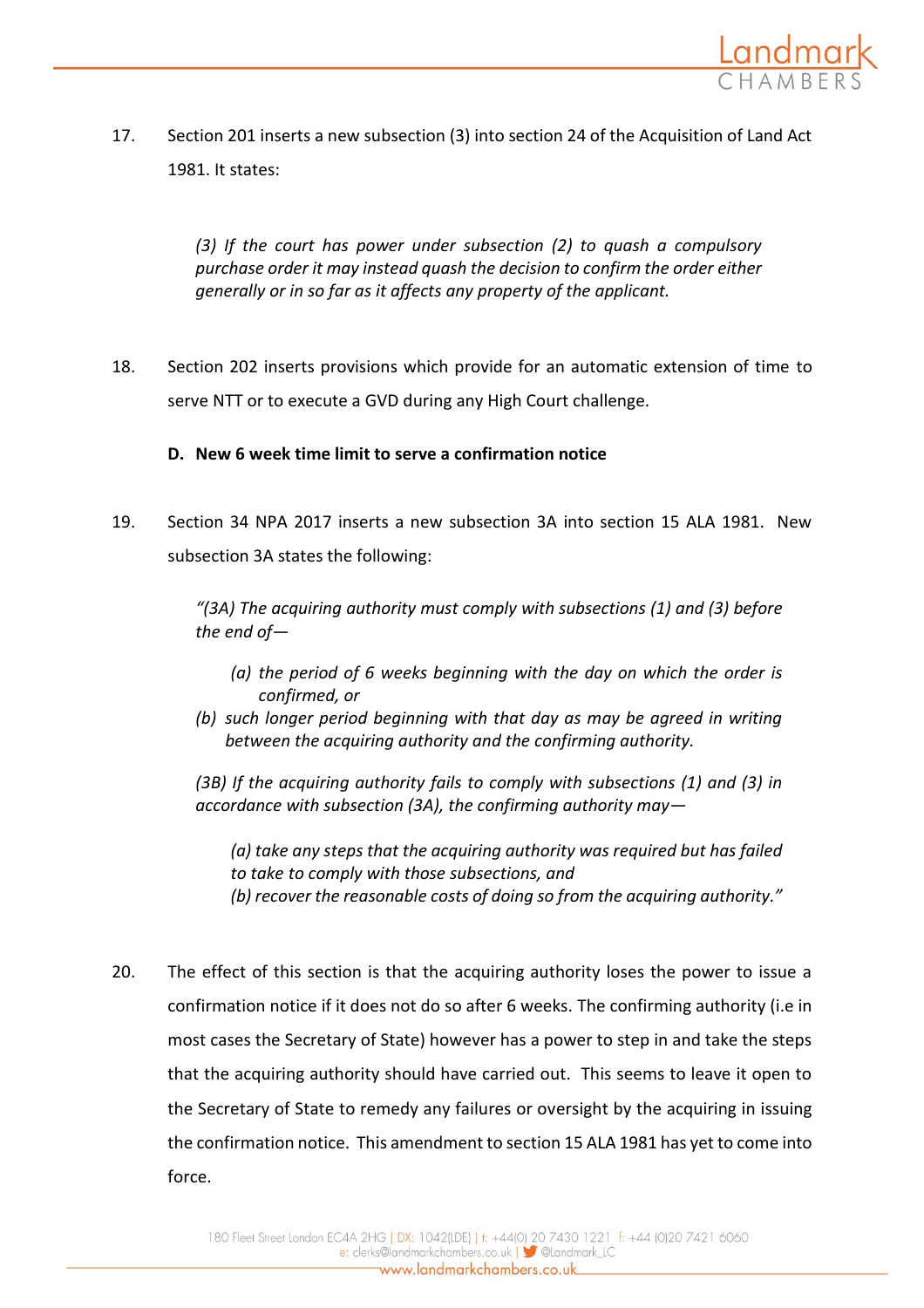17. Section 201 inserts a new subsection (3) into section 24 of the Acquisition of Land Act 1981. It states:

> *(3) If the court has power under subsection (2) to quash a compulsory purchase order it may instead quash the decision to confirm the order either generally or in so far as it affects any property of the applicant.*

18. Section 202 inserts provisions which provide for an automatic extension of time to serve NTT or to execute a GVD during any High Court challenge.

**D. New 6 week time limit to serve a confirmation notice**

19. Section 34 NPA 2017 inserts a new subsection 3A into section 15 ALA 1981. New subsection 3A states the following:

> *"(3A) The acquiring authority must comply with subsections (1) and (3) before the end of—*
>
> *(a) the period of 6 weeks beginning with the day on which the order is confirmed, or*
>
> *(b) such longer period beginning with that day as may be agreed in writing between the acquiring authority and the confirming authority.*
>
> *(3B) If the acquiring authority fails to comply with subsections (1) and (3) in accordance with subsection (3A), the confirming authority may—*
>
> *(a) take any steps that the acquiring authority was required but has failed to take to comply with those subsections, and*
>
> *(b) recover the reasonable costs of doing so from the acquiring authority."*

20. The effect of this section is that the acquiring authority loses the power to issue a confirmation notice if it does not do so after 6 weeks. The confirming authority (i.e in most cases the Secretary of State) however has a power to step in and take the steps that the acquiring authority should have carried out. This seems to leave it open to the Secretary of State to remedy any failures or oversight by the acquiring in issuing the confirmation notice. This amendment to section 15 ALA 1981 has yet to come into force.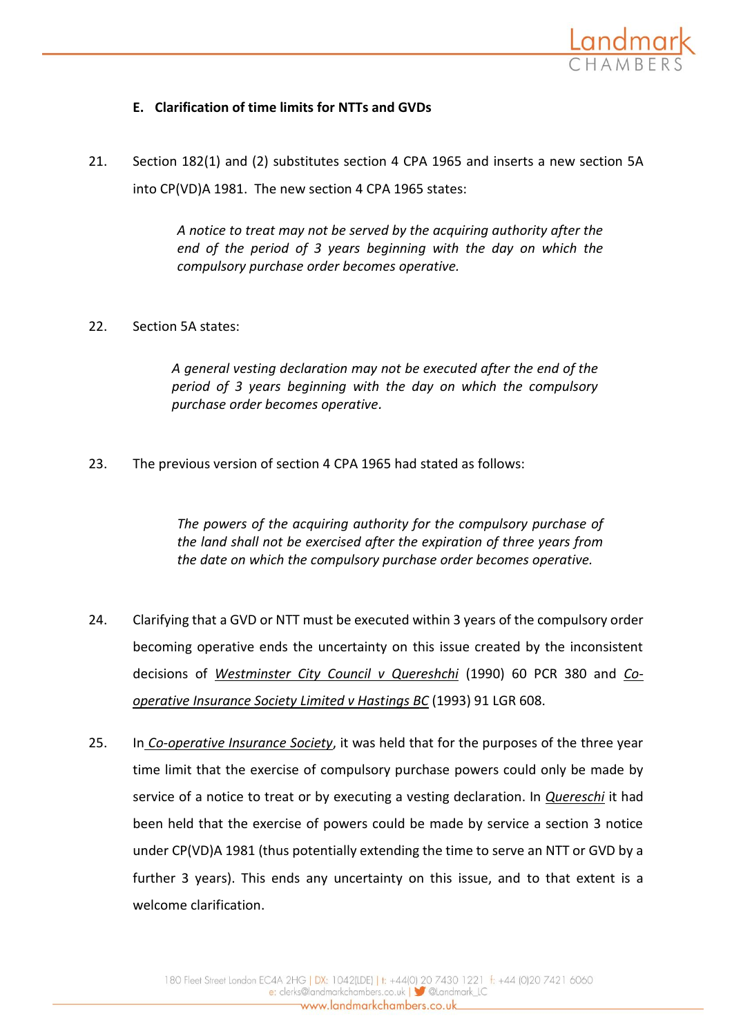### E. Clarification of time limits for NTTs and GVDs

21. Section 182(1) and (2) substitutes section 4 CPA 1965 and inserts a new section 5A into CP(VD)A 1981. The new section 4 CPA 1965 states:

> *A notice to treat may not be served by the acquiring authority after the end of the period of 3 years beginning with the day on which the compulsory purchase order becomes operative.*

22. Section 5A states:

> *A general vesting declaration may not be executed after the end of the period of 3 years beginning with the day on which the compulsory purchase order becomes operative.*

23. The previous version of section 4 CPA 1965 had stated as follows:

> *The powers of the acquiring authority for the compulsory purchase of the land shall not be exercised after the expiration of three years from the date on which the compulsory purchase order becomes operative.*

24. Clarifying that a GVD or NTT must be executed within 3 years of the compulsory order becoming operative ends the uncertainty on this issue created by the inconsistent decisions of *Westminster City Council v Quereshchi* (1990) 60 PCR 380 and *Co-operative Insurance Society Limited v Hastings BC* (1993) 91 LGR 608.

25. In *Co-operative Insurance Society*, it was held that for the purposes of the three year time limit that the exercise of compulsory purchase powers could only be made by service of a notice to treat or by executing a vesting declaration. In *Quereschi* it had been held that the exercise of powers could be made by service a section 3 notice under CP(VD)A 1981 (thus potentially extending the time to serve an NTT or GVD by a further 3 years). This ends any uncertainty on this issue, and to that extent is a welcome clarification.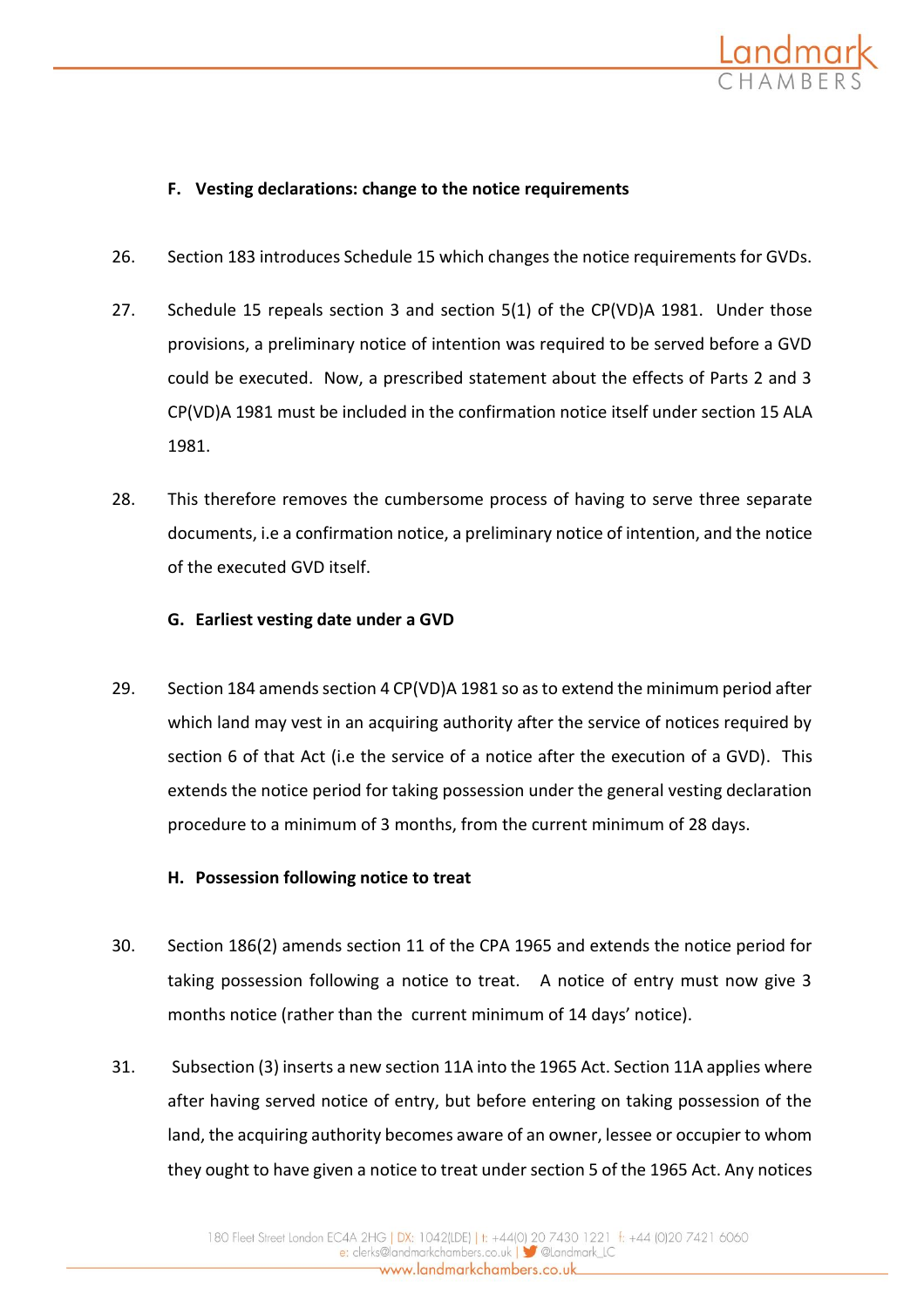### F. Vesting declarations: change to the notice requirements

26. Section 183 introduces Schedule 15 which changes the notice requirements for GVDs.

27. Schedule 15 repeals section 3 and section 5(1) of the CP(VD)A 1981. Under those provisions, a preliminary notice of intention was required to be served before a GVD could be executed. Now, a prescribed statement about the effects of Parts 2 and 3 CP(VD)A 1981 must be included in the confirmation notice itself under section 15 ALA 1981.

28. This therefore removes the cumbersome process of having to serve three separate documents, i.e a confirmation notice, a preliminary notice of intention, and the notice of the executed GVD itself.

### G. Earliest vesting date under a GVD

29. Section 184 amends section 4 CP(VD)A 1981 so as to extend the minimum period after which land may vest in an acquiring authority after the service of notices required by section 6 of that Act (i.e the service of a notice after the execution of a GVD). This extends the notice period for taking possession under the general vesting declaration procedure to a minimum of 3 months, from the current minimum of 28 days.

### H. Possession following notice to treat

30. Section 186(2) amends section 11 of the CPA 1965 and extends the notice period for taking possession following a notice to treat. A notice of entry must now give 3 months notice (rather than the current minimum of 14 days' notice).

31. Subsection (3) inserts a new section 11A into the 1965 Act. Section 11A applies where after having served notice of entry, but before entering on taking possession of the land, the acquiring authority becomes aware of an owner, lessee or occupier to whom they ought to have given a notice to treat under section 5 of the 1965 Act. Any notices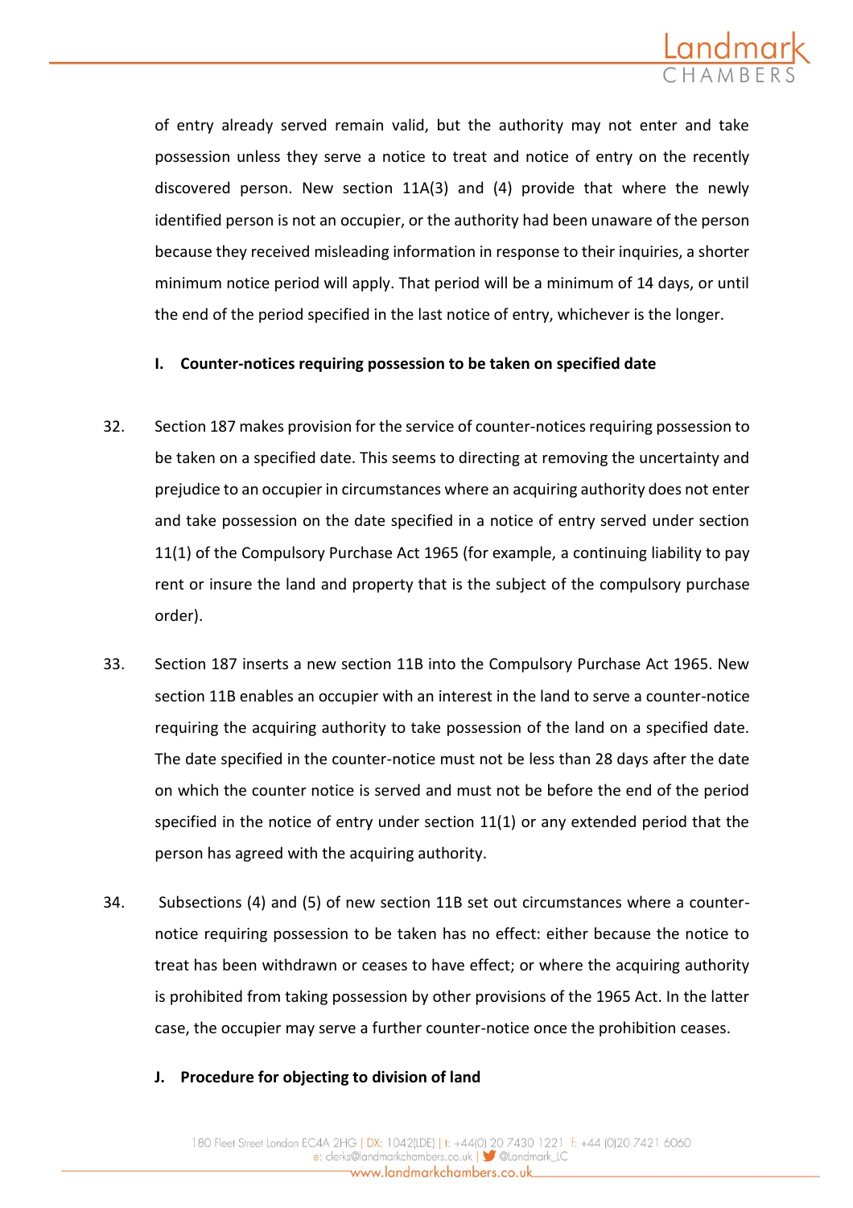of entry already served remain valid, but the authority may not enter and take possession unless they serve a notice to treat and notice of entry on the recently discovered person. New section 11A(3) and (4) provide that where the newly identified person is not an occupier, or the authority had been unaware of the person because they received misleading information in response to their inquiries, a shorter minimum notice period will apply. That period will be a minimum of 14 days, or until the end of the period specified in the last notice of entry, whichever is the longer.

### I. Counter-notices requiring possession to be taken on specified date

32. Section 187 makes provision for the service of counter-notices requiring possession to be taken on a specified date. This seems to directing at removing the uncertainty and prejudice to an occupier in circumstances where an acquiring authority does not enter and take possession on the date specified in a notice of entry served under section 11(1) of the Compulsory Purchase Act 1965 (for example, a continuing liability to pay rent or insure the land and property that is the subject of the compulsory purchase order).

33. Section 187 inserts a new section 11B into the Compulsory Purchase Act 1965. New section 11B enables an occupier with an interest in the land to serve a counter-notice requiring the acquiring authority to take possession of the land on a specified date. The date specified in the counter-notice must not be less than 28 days after the date on which the counter notice is served and must not be before the end of the period specified in the notice of entry under section 11(1) or any extended period that the person has agreed with the acquiring authority.

34. Subsections (4) and (5) of new section 11B set out circumstances where a counter-notice requiring possession to be taken has no effect: either because the notice to treat has been withdrawn or ceases to have effect; or where the acquiring authority is prohibited from taking possession by other provisions of the 1965 Act. In the latter case, the occupier may serve a further counter-notice once the prohibition ceases.

### J. Procedure for objecting to division of land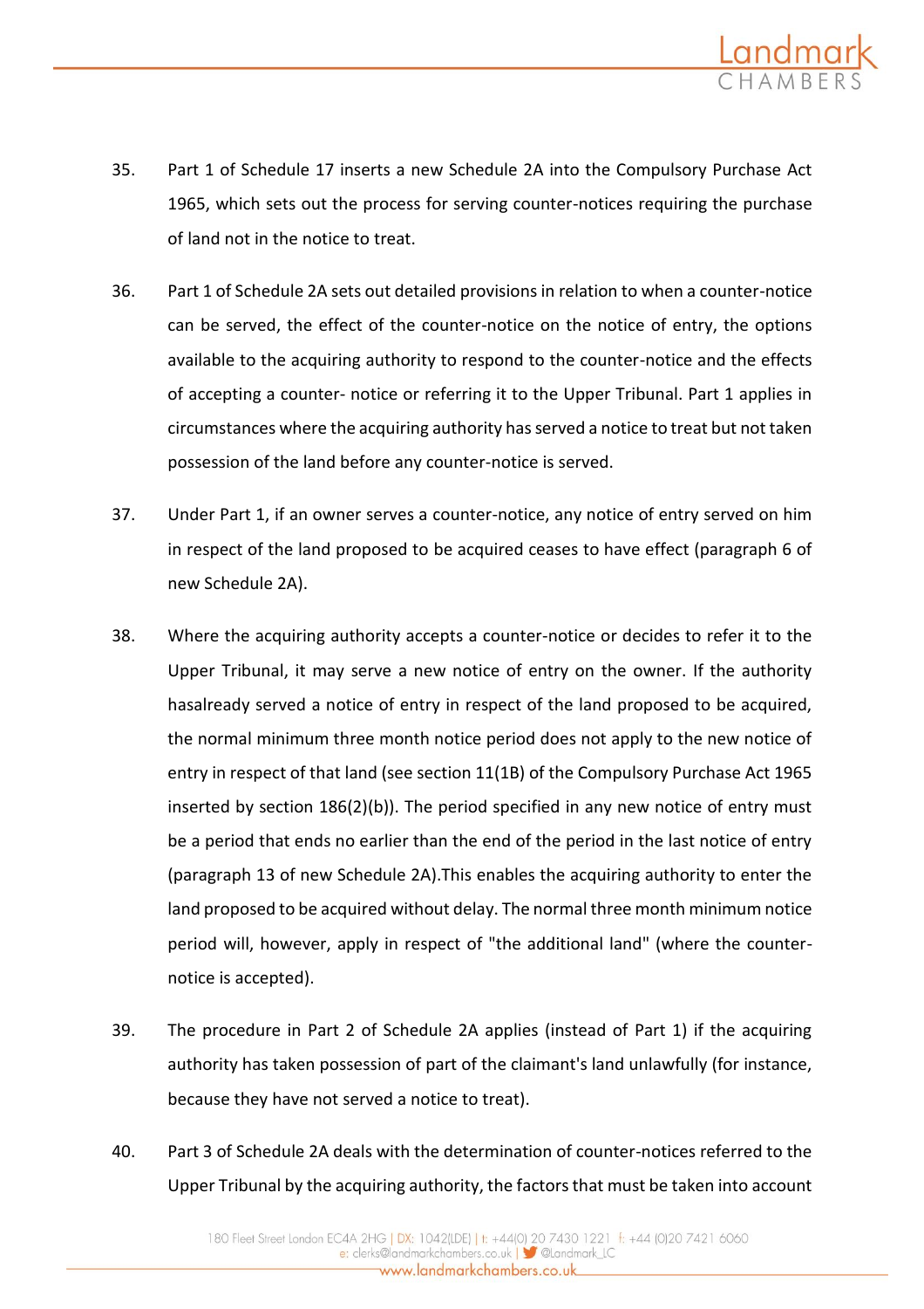35. Part 1 of Schedule 17 inserts a new Schedule 2A into the Compulsory Purchase Act 1965, which sets out the process for serving counter-notices requiring the purchase of land not in the notice to treat.

36. Part 1 of Schedule 2A sets out detailed provisions in relation to when a counter-notice can be served, the effect of the counter-notice on the notice of entry, the options available to the acquiring authority to respond to the counter-notice and the effects of accepting a counter- notice or referring it to the Upper Tribunal. Part 1 applies in circumstances where the acquiring authority has served a notice to treat but not taken possession of the land before any counter-notice is served.

37. Under Part 1, if an owner serves a counter-notice, any notice of entry served on him in respect of the land proposed to be acquired ceases to have effect (paragraph 6 of new Schedule 2A).

38. Where the acquiring authority accepts a counter-notice or decides to refer it to the Upper Tribunal, it may serve a new notice of entry on the owner. If the authority hasalready served a notice of entry in respect of the land proposed to be acquired, the normal minimum three month notice period does not apply to the new notice of entry in respect of that land (see section 11(1B) of the Compulsory Purchase Act 1965 inserted by section 186(2)(b)). The period specified in any new notice of entry must be a period that ends no earlier than the end of the period in the last notice of entry (paragraph 13 of new Schedule 2A).This enables the acquiring authority to enter the land proposed to be acquired without delay. The normal three month minimum notice period will, however, apply in respect of "the additional land" (where the counter-notice is accepted).

39. The procedure in Part 2 of Schedule 2A applies (instead of Part 1) if the acquiring authority has taken possession of part of the claimant's land unlawfully (for instance, because they have not served a notice to treat).

40. Part 3 of Schedule 2A deals with the determination of counter-notices referred to the Upper Tribunal by the acquiring authority, the factors that must be taken into account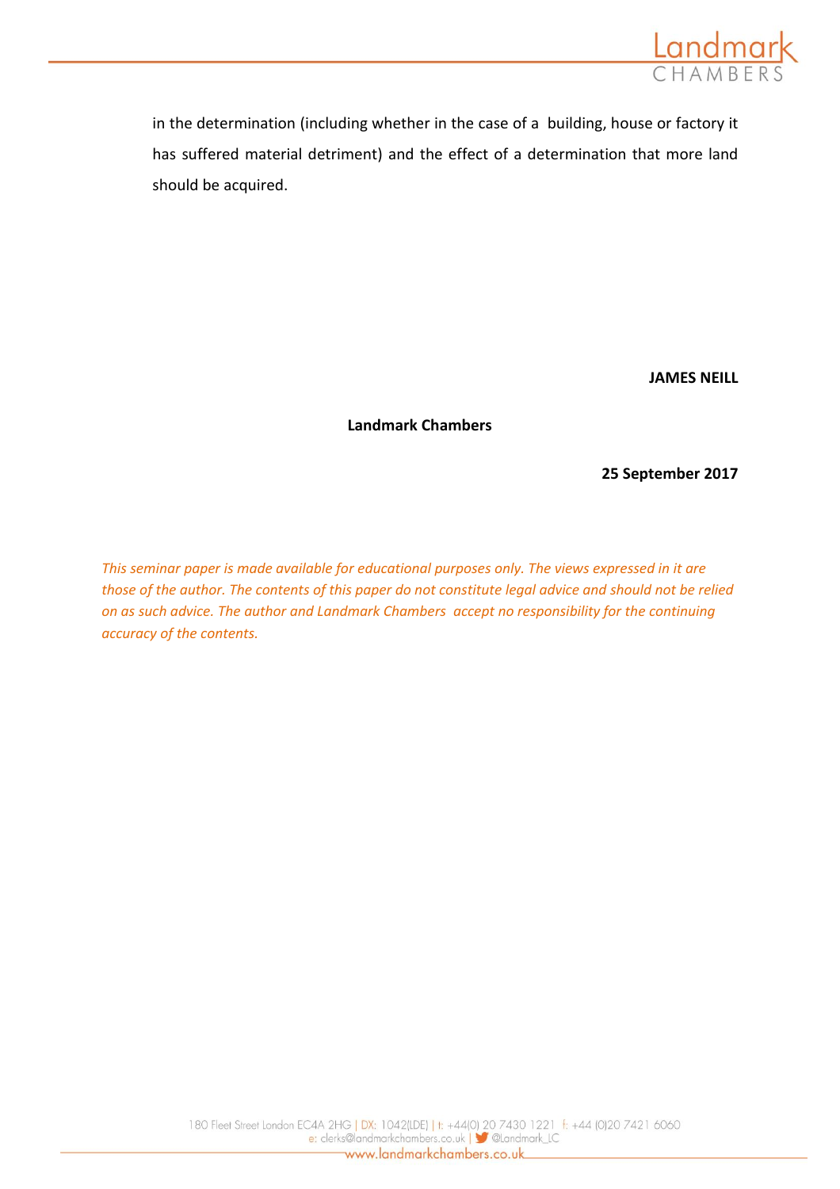in the determination (including whether in the case of a building, house or factory it has suffered material detriment) and the effect of a determination that more land should be acquired.

**JAMES NEILL**

**Landmark Chambers**

**25 September 2017**

*This seminar paper is made available for educational purposes only. The views expressed in it are those of the author. The contents of this paper do not constitute legal advice and should not be relied on as such advice. The author and Landmark Chambers accept no responsibility for the continuing accuracy of the contents.*